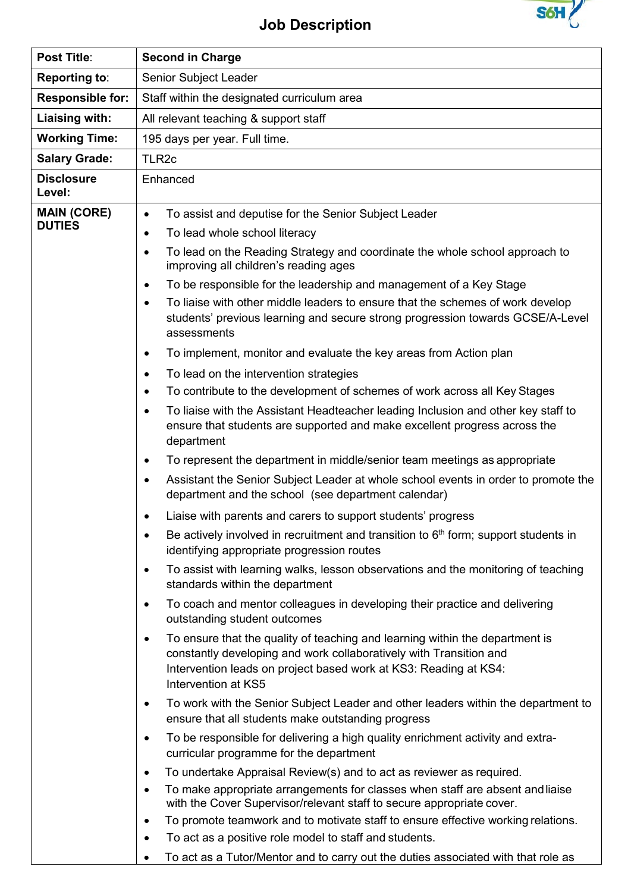# Job Description

| **Post Title**: | **Second in Charge** |
|---|---|
| **Reporting to**: | Senior Subject Leader |
| **Responsible for:** | Staff within the designated curriculum area |
| **Liaising with:** | All relevant teaching & support staff |
| **Working Time:** | 195 days per year. Full time. |
| **Salary Grade:** | TLR2c |
| **Disclosure Level:** | Enhanced |
| **MAIN (CORE) DUTIES** | • To assist and deputise for the Senior Subject Leader<br>• To lead whole school literacy<br>• To lead on the Reading Strategy and coordinate the whole school approach to improving all children's reading ages<br>• To be responsible for the leadership and management of a Key Stage<br>• To liaise with other middle leaders to ensure that the schemes of work develop students' previous learning and secure strong progression towards GCSE/A-Level assessments<br>• To implement, monitor and evaluate the key areas from Action plan<br>• To lead on the intervention strategies<br>• To contribute to the development of schemes of work across all Key Stages<br>• To liaise with the Assistant Headteacher leading Inclusion and other key staff to ensure that students are supported and make excellent progress across the department<br>• To represent the department in middle/senior team meetings as appropriate<br>• Assistant the Senior Subject Leader at whole school events in order to promote the department and the school (see department calendar)<br>• Liaise with parents and carers to support students' progress<br>• Be actively involved in recruitment and transition to 6th form; support students in identifying appropriate progression routes<br>• To assist with learning walks, lesson observations and the monitoring of teaching standards within the department<br>• To coach and mentor colleagues in developing their practice and delivering outstanding student outcomes<br>• To ensure that the quality of teaching and learning within the department is constantly developing and work collaboratively with Transition and Intervention leads on project based work at KS3: Reading at KS4: Intervention at KS5<br>• To work with the Senior Subject Leader and other leaders within the department to ensure that all students make outstanding progress<br>• To be responsible for delivering a high quality enrichment activity and extra-curricular programme for the department<br>• To undertake Appraisal Review(s) and to act as reviewer as required.<br>• To make appropriate arrangements for classes when staff are absent and liaise with the Cover Supervisor/relevant staff to secure appropriate cover.<br>• To promote teamwork and to motivate staff to ensure effective working relations.<br>• To act as a positive role model to staff and students.<br>• To act as a Tutor/Mentor and to carry out the duties associated with that role as |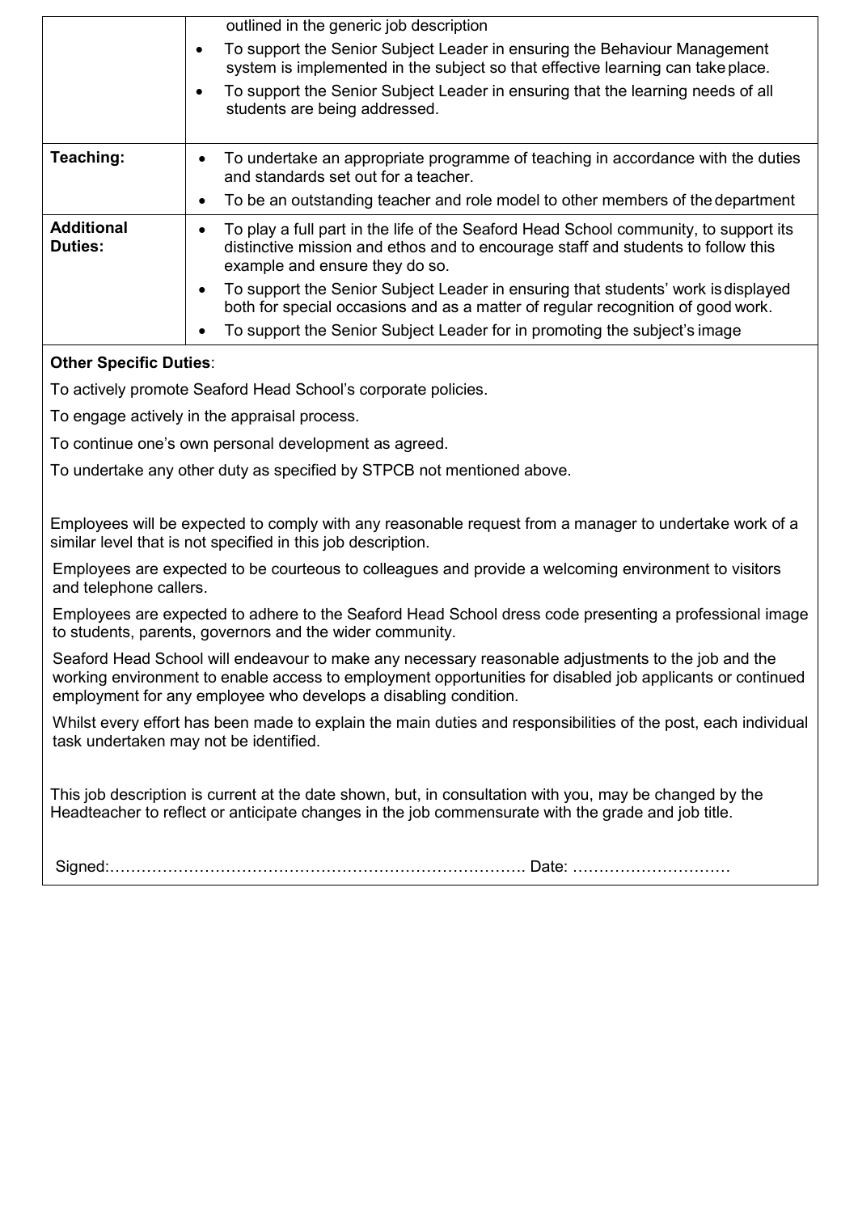| | |
|---|---|
| | outlined in the generic job description<br>• To support the Senior Subject Leader in ensuring the Behaviour Management system is implemented in the subject so that effective learning can take place.<br>• To support the Senior Subject Leader in ensuring that the learning needs of all students are being addressed. |
| **Teaching:** | • To undertake an appropriate programme of teaching in accordance with the duties and standards set out for a teacher.<br>• To be an outstanding teacher and role model to other members of the department |
| **Additional Duties:** | • To play a full part in the life of the Seaford Head School community, to support its distinctive mission and ethos and to encourage staff and students to follow this example and ensure they do so.<br>• To support the Senior Subject Leader in ensuring that students' work is displayed both for special occasions and as a matter of regular recognition of good work.<br>• To support the Senior Subject Leader for in promoting the subject's image |

**Other Specific Duties**:

To actively promote Seaford Head School's corporate policies.

To engage actively in the appraisal process.

To continue one's own personal development as agreed.

To undertake any other duty as specified by STPCB not mentioned above.

Employees will be expected to comply with any reasonable request from a manager to undertake work of a similar level that is not specified in this job description.

Employees are expected to be courteous to colleagues and provide a welcoming environment to visitors and telephone callers.

Employees are expected to adhere to the Seaford Head School dress code presenting a professional image to students, parents, governors and the wider community.

Seaford Head School will endeavour to make any necessary reasonable adjustments to the job and the working environment to enable access to employment opportunities for disabled job applicants or continued employment for any employee who develops a disabling condition.

Whilst every effort has been made to explain the main duties and responsibilities of the post, each individual task undertaken may not be identified.

This job description is current at the date shown, but, in consultation with you, may be changed by the Headteacher to reflect or anticipate changes in the job commensurate with the grade and job title.

Signed:………………………………………………………………………. Date: …………………………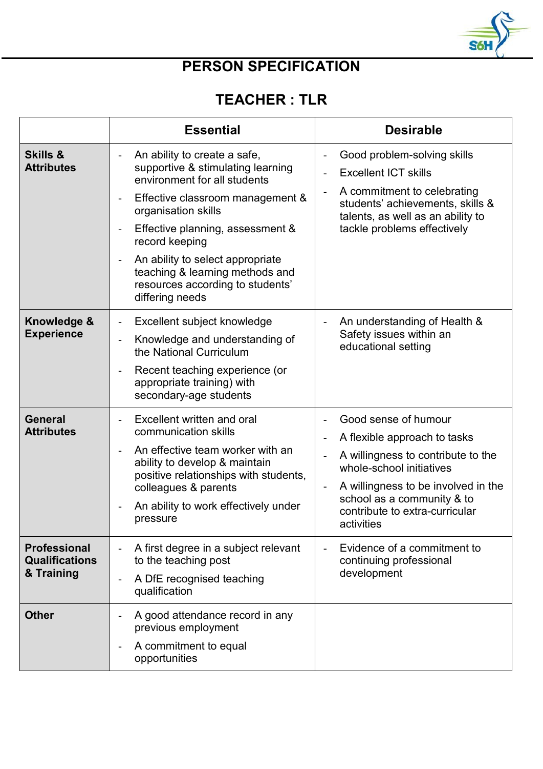# PERSON SPECIFICATION

## TEACHER : TLR

| | Essential | Desirable |
|---|---|---|
| **Skills & Attributes** | - An ability to create a safe, supportive & stimulating learning environment for all students<br>- Effective classroom management & organisation skills<br>- Effective planning, assessment & record keeping<br>- An ability to select appropriate teaching & learning methods and resources according to students' differing needs | - Good problem-solving skills<br>- Excellent ICT skills<br>- A commitment to celebrating students' achievements, skills & talents, as well as an ability to tackle problems effectively |
| **Knowledge & Experience** | - Excellent subject knowledge<br>- Knowledge and understanding of the National Curriculum<br>- Recent teaching experience (or appropriate training) with secondary-age students | - An understanding of Health & Safety issues within an educational setting |
| **General Attributes** | - Excellent written and oral communication skills<br>- An effective team worker with an ability to develop & maintain positive relationships with students, colleagues & parents<br>- An ability to work effectively under pressure | - Good sense of humour<br>- A flexible approach to tasks<br>- A willingness to contribute to the whole-school initiatives<br>- A willingness to be involved in the school as a community & to contribute to extra-curricular activities |
| **Professional Qualifications & Training** | - A first degree in a subject relevant to the teaching post<br>- A DfE recognised teaching qualification | - Evidence of a commitment to continuing professional development |
| **Other** | - A good attendance record in any previous employment<br>- A commitment to equal opportunities | |